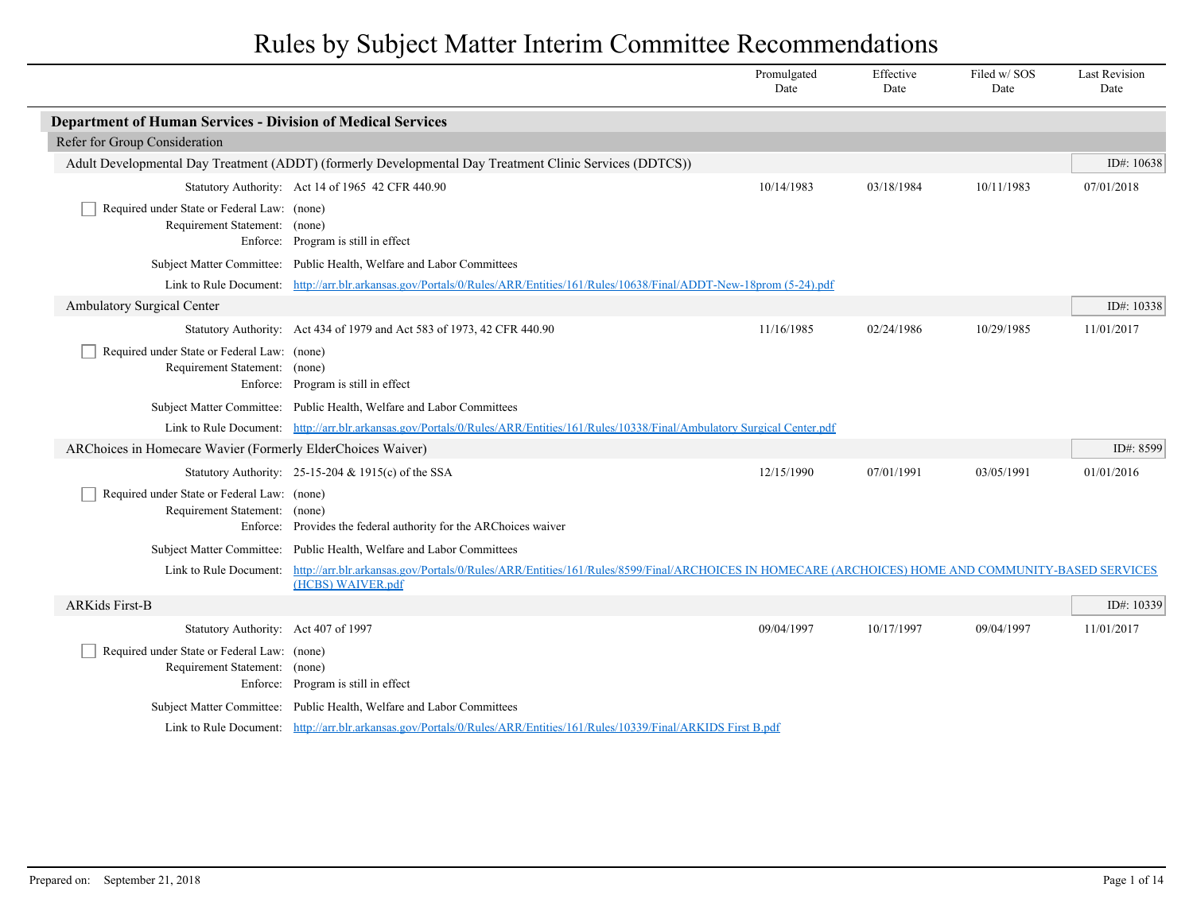# Rules by Subject Matter Interim Committee Recommendations

| | Promulgated Date | Effective Date | Filed w/ SOS Date | Last Revision Date |
|---|---|---|---|---|

## Department of Human Services - Division of Medical Services

### Refer for Group Consideration

#### Adult Developmental Day Treatment (ADDT) (formerly Developmental Day Treatment Clinic Services (DDTCS))

ID#: 10638

| | Promulgated Date | Effective Date | Filed w/ SOS Date | Last Revision Date |
|---|---|---|---|---|
| Statutory Authority: Act 14 of 1965 42 CFR 440.90 | 10/14/1983 | 03/18/1984 | 10/11/1983 | 07/01/2018 |

- [ ] Required under State or Federal Law: (none)

Requirement Statement: (none)

Enforce: Program is still in effect

Subject Matter Committee: Public Health, Welfare and Labor Committees

Link to Rule Document: http://arr.blr.arkansas.gov/Portals/0/Rules/ARR/Entities/161/Rules/10638/Final/ADDT-New-18prom (5-24).pdf

#### Ambulatory Surgical Center

ID#: 10338

| | Promulgated Date | Effective Date | Filed w/ SOS Date | Last Revision Date |
|---|---|---|---|---|
| Statutory Authority: Act 434 of 1979 and Act 583 of 1973, 42 CFR 440.90 | 11/16/1985 | 02/24/1986 | 10/29/1985 | 11/01/2017 |

- [ ] Required under State or Federal Law: (none)

Requirement Statement: (none)

Enforce: Program is still in effect

Subject Matter Committee: Public Health, Welfare and Labor Committees

Link to Rule Document: http://arr.blr.arkansas.gov/Portals/0/Rules/ARR/Entities/161/Rules/10338/Final/Ambulatory Surgical Center.pdf

#### ARChoices in Homecare Wavier (Formerly ElderChoices Waiver)

ID#: 8599

| | Promulgated Date | Effective Date | Filed w/ SOS Date | Last Revision Date |
|---|---|---|---|---|
| Statutory Authority: 25-15-204 & 1915(c) of the SSA | 12/15/1990 | 07/01/1991 | 03/05/1991 | 01/01/2016 |

- [ ] Required under State or Federal Law: (none)

Requirement Statement: (none)

Enforce: Provides the federal authority for the ARChoices waiver

Subject Matter Committee: Public Health, Welfare and Labor Committees

Link to Rule Document: http://arr.blr.arkansas.gov/Portals/0/Rules/ARR/Entities/161/Rules/8599/Final/ARCHOICES IN HOMECARE (ARCHOICES) HOME AND COMMUNITY-BASED SERVICES (HCBS) WAIVER.pdf

#### ARKids First-B

ID#: 10339

| | Promulgated Date | Effective Date | Filed w/ SOS Date | Last Revision Date |
|---|---|---|---|---|
| Statutory Authority: Act 407 of 1997 | 09/04/1997 | 10/17/1997 | 09/04/1997 | 11/01/2017 |

- [ ] Required under State or Federal Law: (none)

Requirement Statement: (none)

Enforce: Program is still in effect

Subject Matter Committee: Public Health, Welfare and Labor Committees

Link to Rule Document: http://arr.blr.arkansas.gov/Portals/0/Rules/ARR/Entities/161/Rules/10339/Final/ARKIDS First B.pdf

Prepared on: September 21, 2018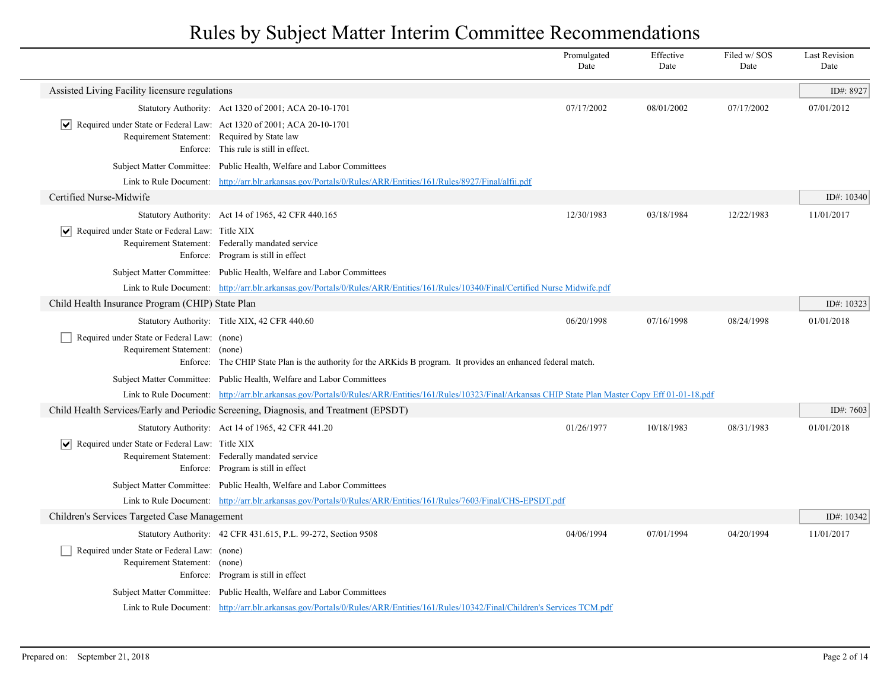# Rules by Subject Matter Interim Committee Recommendations

| | Promulgated Date | Effective Date | Filed w/ SOS Date | Last Revision Date |
|---|---|---|---|---|

## Assisted Living Facility licensure regulations

ID#: 8927

| | | Promulgated Date | Effective Date | Filed w/ SOS Date | Last Revision Date |
|---|---|---|---|---|---|
| Statutory Authority: | Act 1320 of 2001; ACA 20-10-1701 | 07/17/2002 | 08/01/2002 | 07/17/2002 | 07/01/2012 |

- [x] Required under State or Federal Law: Act 1320 of 2001; ACA 20-10-1701

Requirement Statement: Required by State law

Enforce: This rule is still in effect.

Subject Matter Committee: Public Health, Welfare and Labor Committees

Link to Rule Document: http://arr.blr.arkansas.gov/Portals/0/Rules/ARR/Entities/161/Rules/8927/Final/alfii.pdf

## Certified Nurse-Midwife

ID#: 10340

| | | Promulgated Date | Effective Date | Filed w/ SOS Date | Last Revision Date |
|---|---|---|---|---|---|
| Statutory Authority: | Act 14 of 1965, 42 CFR 440.165 | 12/30/1983 | 03/18/1984 | 12/22/1983 | 11/01/2017 |

- [x] Required under State or Federal Law: Title XIX

Requirement Statement: Federally mandated service

Enforce: Program is still in effect

Subject Matter Committee: Public Health, Welfare and Labor Committees

Link to Rule Document: http://arr.blr.arkansas.gov/Portals/0/Rules/ARR/Entities/161/Rules/10340/Final/Certified Nurse Midwife.pdf

## Child Health Insurance Program (CHIP) State Plan

ID#: 10323

| | | Promulgated Date | Effective Date | Filed w/ SOS Date | Last Revision Date |
|---|---|---|---|---|---|
| Statutory Authority: | Title XIX, 42 CFR 440.60 | 06/20/1998 | 07/16/1998 | 08/24/1998 | 01/01/2018 |

- [ ] Required under State or Federal Law: (none)

Requirement Statement: (none)

Enforce: The CHIP State Plan is the authority for the ARKids B program. It provides an enhanced federal match.

Subject Matter Committee: Public Health, Welfare and Labor Committees

Link to Rule Document: http://arr.blr.arkansas.gov/Portals/0/Rules/ARR/Entities/161/Rules/10323/Final/Arkansas CHIP State Plan Master Copy Eff 01-01-18.pdf

## Child Health Services/Early and Periodic Screening, Diagnosis, and Treatment (EPSDT)

ID#: 7603

| | | Promulgated Date | Effective Date | Filed w/ SOS Date | Last Revision Date |
|---|---|---|---|---|---|
| Statutory Authority: | Act 14 of 1965, 42 CFR 441.20 | 01/26/1977 | 10/18/1983 | 08/31/1983 | 01/01/2018 |

- [x] Required under State or Federal Law: Title XIX

Requirement Statement: Federally mandated service

Enforce: Program is still in effect

Subject Matter Committee: Public Health, Welfare and Labor Committees

Link to Rule Document: http://arr.blr.arkansas.gov/Portals/0/Rules/ARR/Entities/161/Rules/7603/Final/CHS-EPSDT.pdf

## Children's Services Targeted Case Management

ID#: 10342

| | | Promulgated Date | Effective Date | Filed w/ SOS Date | Last Revision Date |
|---|---|---|---|---|---|
| Statutory Authority: | 42 CFR 431.615, P.L. 99-272, Section 9508 | 04/06/1994 | 07/01/1994 | 04/20/1994 | 11/01/2017 |

- [ ] Required under State or Federal Law: (none)

Requirement Statement: (none)

Enforce: Program is still in effect

Subject Matter Committee: Public Health, Welfare and Labor Committees

Link to Rule Document: http://arr.blr.arkansas.gov/Portals/0/Rules/ARR/Entities/161/Rules/10342/Final/Children's Services TCM.pdf

Prepared on: September 21, 2018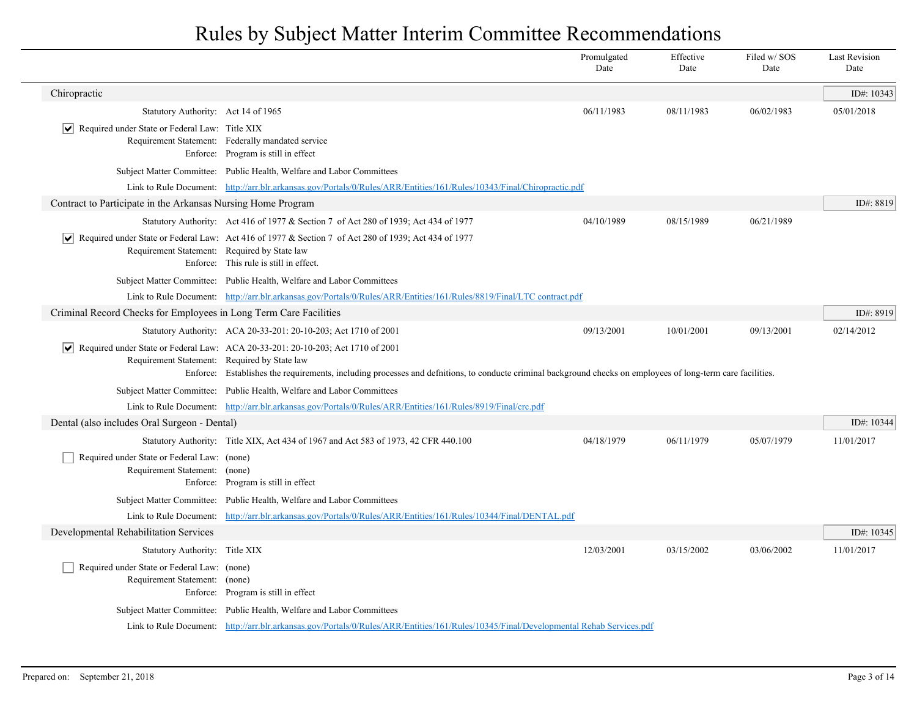# Rules by Subject Matter Interim Committee Recommendations

| | Promulgated Date | Effective Date | Filed w/ SOS Date | Last Revision Date |
|---|---|---|---|---|

## Chiropractic

ID#: 10343

| | | Promulgated Date | Effective Date | Filed w/ SOS Date | Last Revision Date |
|---|---|---|---|---|---|
| Statutory Authority: | Act 14 of 1965 | 06/11/1983 | 08/11/1983 | 06/02/1983 | 05/01/2018 |

- [x] Required under State or Federal Law: Title XIX
- Requirement Statement: Federally mandated service
- Enforce: Program is still in effect
- Subject Matter Committee: Public Health, Welfare and Labor Committees
- Link to Rule Document: http://arr.blr.arkansas.gov/Portals/0/Rules/ARR/Entities/161/Rules/10343/Final/Chiropractic.pdf

## Contract to Participate in the Arkansas Nursing Home Program

ID#: 8819

| | | Promulgated Date | Effective Date | Filed w/ SOS Date | Last Revision Date |
|---|---|---|---|---|---|
| Statutory Authority: | Act 416 of 1977 & Section 7 of Act 280 of 1939; Act 434 of 1977 | 04/10/1989 | 08/15/1989 | 06/21/1989 | |

- [x] Required under State or Federal Law: Act 416 of 1977 & Section 7 of Act 280 of 1939; Act 434 of 1977
- Requirement Statement: Required by State law
- Enforce: This rule is still in effect.
- Subject Matter Committee: Public Health, Welfare and Labor Committees
- Link to Rule Document: http://arr.blr.arkansas.gov/Portals/0/Rules/ARR/Entities/161/Rules/8819/Final/LTC contract.pdf

## Criminal Record Checks for Employees in Long Term Care Facilities

ID#: 8919

| | | Promulgated Date | Effective Date | Filed w/ SOS Date | Last Revision Date |
|---|---|---|---|---|---|
| Statutory Authority: | ACA 20-33-201: 20-10-203; Act 1710 of 2001 | 09/13/2001 | 10/01/2001 | 09/13/2001 | 02/14/2012 |

- [x] Required under State or Federal Law: ACA 20-33-201: 20-10-203; Act 1710 of 2001
- Requirement Statement: Required by State law
- Enforce: Establishes the requirements, including processes and defnitions, to conducte criminal background checks on employees of long-term care facilities.
- Subject Matter Committee: Public Health, Welfare and Labor Committees
- Link to Rule Document: http://arr.blr.arkansas.gov/Portals/0/Rules/ARR/Entities/161/Rules/8919/Final/crc.pdf

## Dental (also includes Oral Surgeon - Dental)

ID#: 10344

| | | Promulgated Date | Effective Date | Filed w/ SOS Date | Last Revision Date |
|---|---|---|---|---|---|
| Statutory Authority: | Title XIX, Act 434 of 1967 and Act 583 of 1973, 42 CFR 440.100 | 04/18/1979 | 06/11/1979 | 05/07/1979 | 11/01/2017 |

- [ ] Required under State or Federal Law: (none)
- Requirement Statement: (none)
- Enforce: Program is still in effect
- Subject Matter Committee: Public Health, Welfare and Labor Committees
- Link to Rule Document: http://arr.blr.arkansas.gov/Portals/0/Rules/ARR/Entities/161/Rules/10344/Final/DENTAL.pdf

## Developmental Rehabilitation Services

ID#: 10345

| | | Promulgated Date | Effective Date | Filed w/ SOS Date | Last Revision Date |
|---|---|---|---|---|---|
| Statutory Authority: | Title XIX | 12/03/2001 | 03/15/2002 | 03/06/2002 | 11/01/2017 |

- [ ] Required under State or Federal Law: (none)
- Requirement Statement: (none)
- Enforce: Program is still in effect
- Subject Matter Committee: Public Health, Welfare and Labor Committees
- Link to Rule Document: http://arr.blr.arkansas.gov/Portals/0/Rules/ARR/Entities/161/Rules/10345/Final/Developmental Rehab Services.pdf

Prepared on: September 21, 2018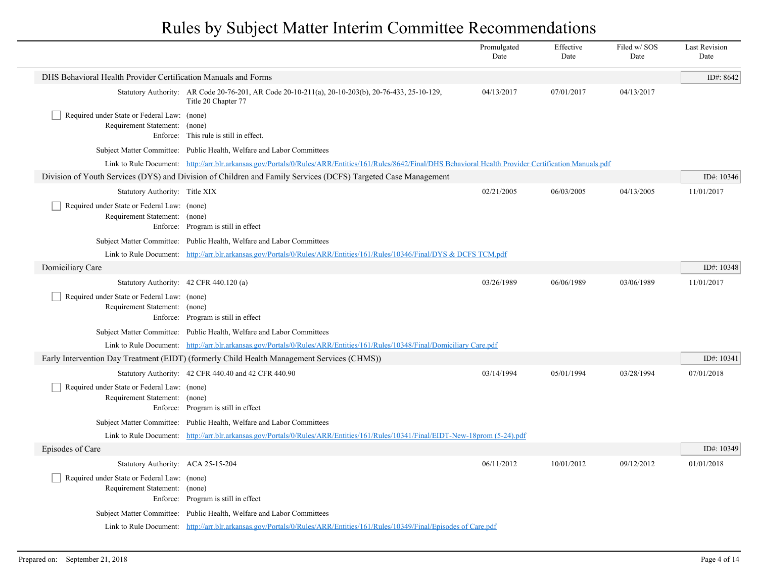# Rules by Subject Matter Interim Committee Recommendations

| | Promulgated Date | Effective Date | Filed w/ SOS Date | Last Revision Date |
|---|---|---|---|---|

## DHS Behavioral Health Provider Certification Manuals and Forms

**ID#: 8642**

| | | Promulgated Date | Effective Date | Filed w/ SOS Date | Last Revision Date |
|---|---|---|---|---|---|
| Statutory Authority: | AR Code 20-76-201, AR Code 20-10-211(a), 20-10-203(b), 20-76-433, 25-10-129, Title 20 Chapter 77 | 04/13/2017 | 07/01/2017 | 04/13/2017 | |

- ☐ Required under State or Federal Law: (none)
- Requirement Statement: (none)
- Enforce: This rule is still in effect.
- Subject Matter Committee: Public Health, Welfare and Labor Committees
- Link to Rule Document: http://arr.blr.arkansas.gov/Portals/0/Rules/ARR/Entities/161/Rules/8642/Final/DHS Behavioral Health Provider Certification Manuals.pdf

## Division of Youth Services (DYS) and Division of Children and Family Services (DCFS) Targeted Case Management

**ID#: 10346**

| | | Promulgated Date | Effective Date | Filed w/ SOS Date | Last Revision Date |
|---|---|---|---|---|---|
| Statutory Authority: | Title XIX | 02/21/2005 | 06/03/2005 | 04/13/2005 | 11/01/2017 |

- ☐ Required under State or Federal Law: (none)
- Requirement Statement: (none)
- Enforce: Program is still in effect
- Subject Matter Committee: Public Health, Welfare and Labor Committees
- Link to Rule Document: http://arr.blr.arkansas.gov/Portals/0/Rules/ARR/Entities/161/Rules/10346/Final/DYS & DCFS TCM.pdf

## Domiciliary Care

**ID#: 10348**

| | | Promulgated Date | Effective Date | Filed w/ SOS Date | Last Revision Date |
|---|---|---|---|---|---|
| Statutory Authority: | 42 CFR 440.120 (a) | 03/26/1989 | 06/06/1989 | 03/06/1989 | 11/01/2017 |

- ☐ Required under State or Federal Law: (none)
- Requirement Statement: (none)
- Enforce: Program is still in effect
- Subject Matter Committee: Public Health, Welfare and Labor Committees
- Link to Rule Document: http://arr.blr.arkansas.gov/Portals/0/Rules/ARR/Entities/161/Rules/10348/Final/Domiciliary Care.pdf

## Early Intervention Day Treatment (EIDT) (formerly Child Health Management Services (CHMS))

**ID#: 10341**

| | | Promulgated Date | Effective Date | Filed w/ SOS Date | Last Revision Date |
|---|---|---|---|---|---|
| Statutory Authority: | 42 CFR 440.40 and 42 CFR 440.90 | 03/14/1994 | 05/01/1994 | 03/28/1994 | 07/01/2018 |

- ☐ Required under State or Federal Law: (none)
- Requirement Statement: (none)
- Enforce: Program is still in effect
- Subject Matter Committee: Public Health, Welfare and Labor Committees
- Link to Rule Document: http://arr.blr.arkansas.gov/Portals/0/Rules/ARR/Entities/161/Rules/10341/Final/EIDT-New-18prom (5-24).pdf

## Episodes of Care

**ID#: 10349**

| | | Promulgated Date | Effective Date | Filed w/ SOS Date | Last Revision Date |
|---|---|---|---|---|---|
| Statutory Authority: | ACA 25-15-204 | 06/11/2012 | 10/01/2012 | 09/12/2012 | 01/01/2018 |

- ☐ Required under State or Federal Law: (none)
- Requirement Statement: (none)
- Enforce: Program is still in effect
- Subject Matter Committee: Public Health, Welfare and Labor Committees
- Link to Rule Document: http://arr.blr.arkansas.gov/Portals/0/Rules/ARR/Entities/161/Rules/10349/Final/Episodes of Care.pdf

Prepared on: September 21, 2018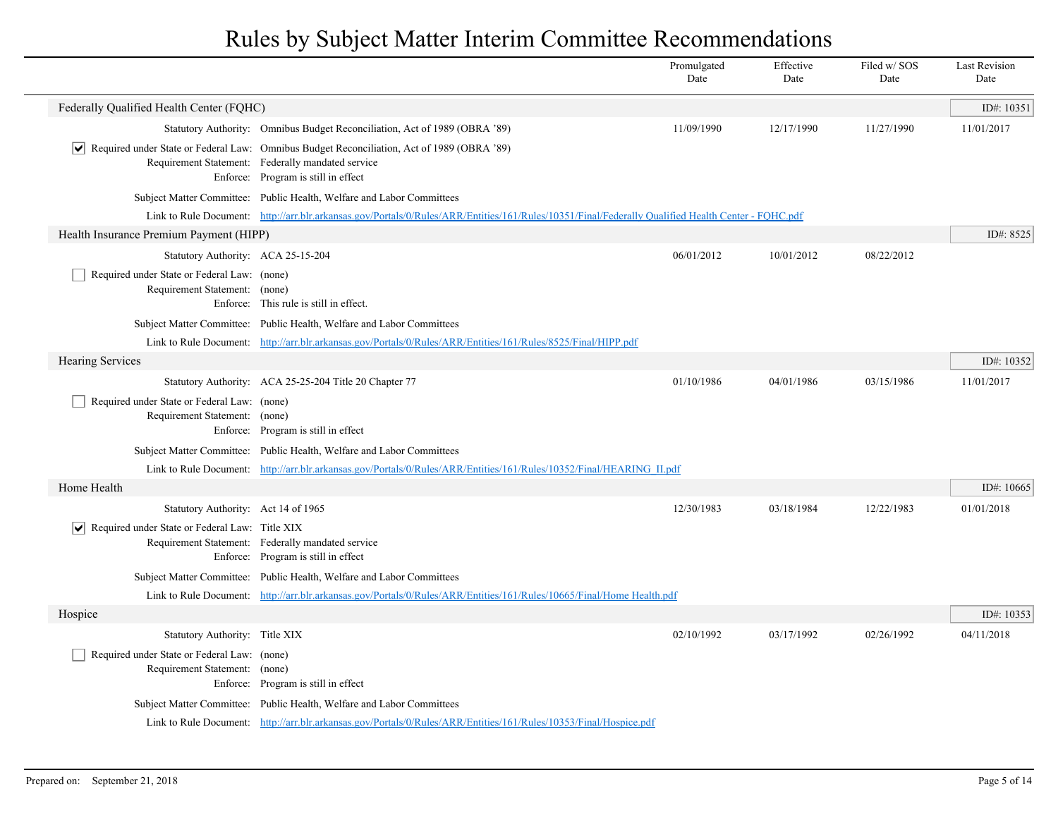# Rules by Subject Matter Interim Committee Recommendations

| | Promulgated Date | Effective Date | Filed w/ SOS Date | Last Revision Date |
|---|---|---|---|---|

## Federally Qualified Health Center (FQHC)

ID#: 10351

| | | Promulgated Date | Effective Date | Filed w/ SOS Date | Last Revision Date |
|---|---|---|---|---|---|
| Statutory Authority: | Omnibus Budget Reconciliation, Act of 1989 (OBRA '89) | 11/09/1990 | 12/17/1990 | 11/27/1990 | 11/01/2017 |

- [x] Required under State or Federal Law: Omnibus Budget Reconciliation, Act of 1989 (OBRA '89)

Requirement Statement: Federally mandated service

Enforce: Program is still in effect

Subject Matter Committee: Public Health, Welfare and Labor Committees

Link to Rule Document: [http://arr.blr.arkansas.gov/Portals/0/Rules/ARR/Entities/161/Rules/10351/Final/Federally Qualified Health Center - FQHC.pdf](http://arr.blr.arkansas.gov/Portals/0/Rules/ARR/Entities/161/Rules/10351/Final/Federally Qualified Health Center - FQHC.pdf)

## Health Insurance Premium Payment (HIPP)

ID#: 8525

| | | Promulgated Date | Effective Date | Filed w/ SOS Date | Last Revision Date |
|---|---|---|---|---|---|
| Statutory Authority: | ACA 25-15-204 | 06/01/2012 | 10/01/2012 | 08/22/2012 | |

- [ ] Required under State or Federal Law: (none)

Requirement Statement: (none)

Enforce: This rule is still in effect.

Subject Matter Committee: Public Health, Welfare and Labor Committees

Link to Rule Document: [http://arr.blr.arkansas.gov/Portals/0/Rules/ARR/Entities/161/Rules/8525/Final/HIPP.pdf](http://arr.blr.arkansas.gov/Portals/0/Rules/ARR/Entities/161/Rules/8525/Final/HIPP.pdf)

## Hearing Services

ID#: 10352

| | | Promulgated Date | Effective Date | Filed w/ SOS Date | Last Revision Date |
|---|---|---|---|---|---|
| Statutory Authority: | ACA 25-25-204 Title 20 Chapter 77 | 01/10/1986 | 04/01/1986 | 03/15/1986 | 11/01/2017 |

- [ ] Required under State or Federal Law: (none)

Requirement Statement: (none)

Enforce: Program is still in effect

Subject Matter Committee: Public Health, Welfare and Labor Committees

Link to Rule Document: [http://arr.blr.arkansas.gov/Portals/0/Rules/ARR/Entities/161/Rules/10352/Final/HEARING_II.pdf](http://arr.blr.arkansas.gov/Portals/0/Rules/ARR/Entities/161/Rules/10352/Final/HEARING_II.pdf)

## Home Health

ID#: 10665

| | | Promulgated Date | Effective Date | Filed w/ SOS Date | Last Revision Date |
|---|---|---|---|---|---|
| Statutory Authority: | Act 14 of 1965 | 12/30/1983 | 03/18/1984 | 12/22/1983 | 01/01/2018 |

- [x] Required under State or Federal Law: Title XIX

Requirement Statement: Federally mandated service

Enforce: Program is still in effect

Subject Matter Committee: Public Health, Welfare and Labor Committees

Link to Rule Document: [http://arr.blr.arkansas.gov/Portals/0/Rules/ARR/Entities/161/Rules/10665/Final/Home Health.pdf](http://arr.blr.arkansas.gov/Portals/0/Rules/ARR/Entities/161/Rules/10665/Final/Home Health.pdf)

## Hospice

ID#: 10353

| | | Promulgated Date | Effective Date | Filed w/ SOS Date | Last Revision Date |
|---|---|---|---|---|---|
| Statutory Authority: | Title XIX | 02/10/1992 | 03/17/1992 | 02/26/1992 | 04/11/2018 |

- [ ] Required under State or Federal Law: (none)

Requirement Statement: (none)

Enforce: Program is still in effect

Subject Matter Committee: Public Health, Welfare and Labor Committees

Link to Rule Document: [http://arr.blr.arkansas.gov/Portals/0/Rules/ARR/Entities/161/Rules/10353/Final/Hospice.pdf](http://arr.blr.arkansas.gov/Portals/0/Rules/ARR/Entities/161/Rules/10353/Final/Hospice.pdf)

Prepared on: September 21, 2018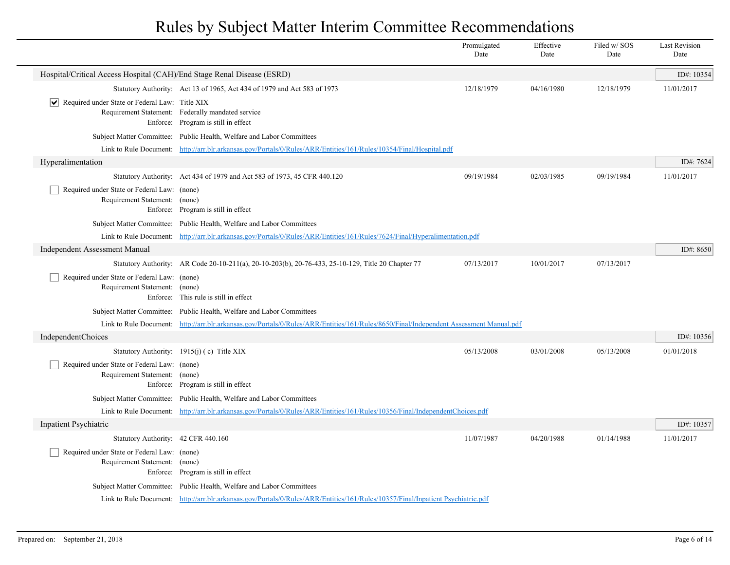# Rules by Subject Matter Interim Committee Recommendations

| | | Promulgated Date | Effective Date | Filed w/ SOS Date | Last Revision Date |
|---|---|---|---|---|---|

## Hospital/Critical Access Hospital (CAH)/End Stage Renal Disease (ESRD)

ID#: 10354

| | | Promulgated Date | Effective Date | Filed w/ SOS Date | Last Revision Date |
|---|---|---|---|---|---|
| Statutory Authority: | Act 13 of 1965, Act 434 of 1979 and Act 583 of 1973 | 12/18/1979 | 04/16/1980 | 12/18/1979 | 11/01/2017 |

- [x] Required under State or Federal Law: Title XIX

Requirement Statement: Federally mandated service

Enforce: Program is still in effect

Subject Matter Committee: Public Health, Welfare and Labor Committees

Link to Rule Document: http://arr.blr.arkansas.gov/Portals/0/Rules/ARR/Entities/161/Rules/10354/Final/Hospital.pdf

## Hyperalimentation

ID#: 7624

| | | Promulgated Date | Effective Date | Filed w/ SOS Date | Last Revision Date |
|---|---|---|---|---|---|
| Statutory Authority: | Act 434 of 1979 and Act 583 of 1973, 45 CFR 440.120 | 09/19/1984 | 02/03/1985 | 09/19/1984 | 11/01/2017 |

- [ ] Required under State or Federal Law: (none)

Requirement Statement: (none)

Enforce: Program is still in effect

Subject Matter Committee: Public Health, Welfare and Labor Committees

Link to Rule Document: http://arr.blr.arkansas.gov/Portals/0/Rules/ARR/Entities/161/Rules/7624/Final/Hyperalimentation.pdf

## Independent Assessment Manual

ID#: 8650

| | | Promulgated Date | Effective Date | Filed w/ SOS Date | Last Revision Date |
|---|---|---|---|---|---|
| Statutory Authority: | AR Code 20-10-211(a), 20-10-203(b), 20-76-433, 25-10-129, Title 20 Chapter 77 | 07/13/2017 | 10/01/2017 | 07/13/2017 | |

- [ ] Required under State or Federal Law: (none)

Requirement Statement: (none)

Enforce: This rule is still in effect

Subject Matter Committee: Public Health, Welfare and Labor Committees

Link to Rule Document: http://arr.blr.arkansas.gov/Portals/0/Rules/ARR/Entities/161/Rules/8650/Final/Independent Assessment Manual.pdf

## IndependentChoices

ID#: 10356

| | | Promulgated Date | Effective Date | Filed w/ SOS Date | Last Revision Date |
|---|---|---|---|---|---|
| Statutory Authority: | 1915(j) ( c) Title XIX | 05/13/2008 | 03/01/2008 | 05/13/2008 | 01/01/2018 |

- [ ] Required under State or Federal Law: (none)

Requirement Statement: (none)

Enforce: Program is still in effect

Subject Matter Committee: Public Health, Welfare and Labor Committees

Link to Rule Document: http://arr.blr.arkansas.gov/Portals/0/Rules/ARR/Entities/161/Rules/10356/Final/IndependentChoices.pdf

## Inpatient Psychiatric

ID#: 10357

| | | Promulgated Date | Effective Date | Filed w/ SOS Date | Last Revision Date |
|---|---|---|---|---|---|
| Statutory Authority: | 42 CFR 440.160 | 11/07/1987 | 04/20/1988 | 01/14/1988 | 11/01/2017 |

- [ ] Required under State or Federal Law: (none)

Requirement Statement: (none)

Enforce: Program is still in effect

Subject Matter Committee: Public Health, Welfare and Labor Committees

Link to Rule Document: http://arr.blr.arkansas.gov/Portals/0/Rules/ARR/Entities/161/Rules/10357/Final/Inpatient Psychiatric.pdf

Prepared on: September 21, 2018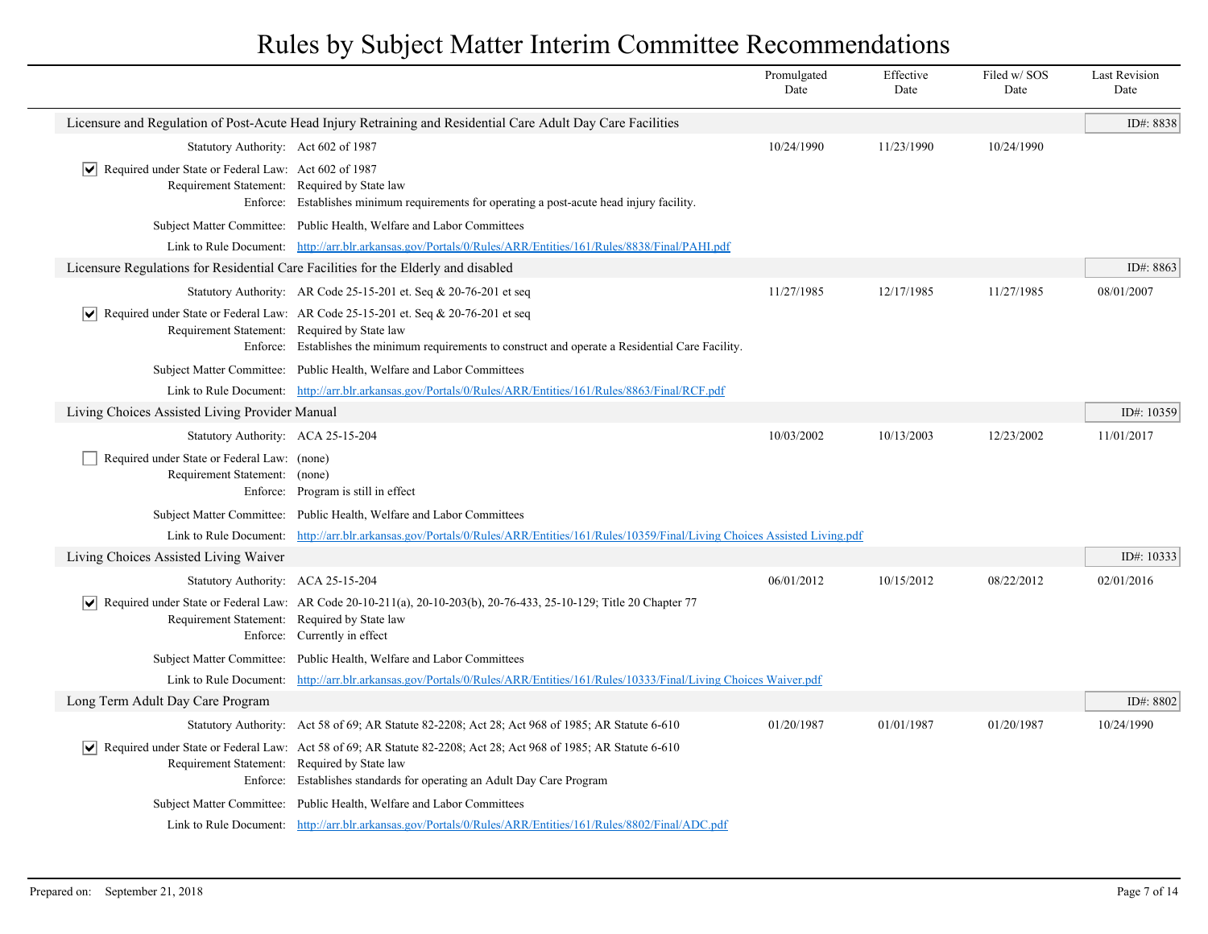# Rules by Subject Matter Interim Committee Recommendations

| | Promulgated Date | Effective Date | Filed w/ SOS Date | Last Revision Date |
|---|---|---|---|---|

## Licensure and Regulation of Post-Acute Head Injury Retraining and Residential Care Adult Day Care Facilities

ID#: 8838

| | | Promulgated Date | Effective Date | Filed w/ SOS Date | Last Revision Date |
|---|---|---|---|---|---|
| Statutory Authority: | Act 602 of 1987 | 10/24/1990 | 11/23/1990 | 10/24/1990 | |

- [x] Required under State or Federal Law: Act 602 of 1987

Requirement Statement: Required by State law

Enforce: Establishes minimum requirements for operating a post-acute head injury facility.

Subject Matter Committee: Public Health, Welfare and Labor Committees

Link to Rule Document: http://arr.blr.arkansas.gov/Portals/0/Rules/ARR/Entities/161/Rules/8838/Final/PAHI.pdf

## Licensure Regulations for Residential Care Facilities for the Elderly and disabled

ID#: 8863

| | | Promulgated Date | Effective Date | Filed w/ SOS Date | Last Revision Date |
|---|---|---|---|---|---|
| Statutory Authority: | AR Code 25-15-201 et. Seq & 20-76-201 et seq | 11/27/1985 | 12/17/1985 | 11/27/1985 | 08/01/2007 |

- [x] Required under State or Federal Law: AR Code 25-15-201 et. Seq & 20-76-201 et seq

Requirement Statement: Required by State law

Enforce: Establishes the minimum requirements to construct and operate a Residential Care Facility.

Subject Matter Committee: Public Health, Welfare and Labor Committees

Link to Rule Document: http://arr.blr.arkansas.gov/Portals/0/Rules/ARR/Entities/161/Rules/8863/Final/RCF.pdf

## Living Choices Assisted Living Provider Manual

ID#: 10359

| | | Promulgated Date | Effective Date | Filed w/ SOS Date | Last Revision Date |
|---|---|---|---|---|---|
| Statutory Authority: | ACA 25-15-204 | 10/03/2002 | 10/13/2003 | 12/23/2002 | 11/01/2017 |

- [ ] Required under State or Federal Law: (none)

Requirement Statement: (none)

Enforce: Program is still in effect

Subject Matter Committee: Public Health, Welfare and Labor Committees

Link to Rule Document: http://arr.blr.arkansas.gov/Portals/0/Rules/ARR/Entities/161/Rules/10359/Final/Living Choices Assisted Living.pdf

## Living Choices Assisted Living Waiver

ID#: 10333

| | | Promulgated Date | Effective Date | Filed w/ SOS Date | Last Revision Date |
|---|---|---|---|---|---|
| Statutory Authority: | ACA 25-15-204 | 06/01/2012 | 10/15/2012 | 08/22/2012 | 02/01/2016 |

- [x] Required under State or Federal Law: AR Code 20-10-211(a), 20-10-203(b), 20-76-433, 25-10-129; Title 20 Chapter 77

Requirement Statement: Required by State law

Enforce: Currently in effect

Subject Matter Committee: Public Health, Welfare and Labor Committees

Link to Rule Document: http://arr.blr.arkansas.gov/Portals/0/Rules/ARR/Entities/161/Rules/10333/Final/Living Choices Waiver.pdf

## Long Term Adult Day Care Program

ID#: 8802

| | | Promulgated Date | Effective Date | Filed w/ SOS Date | Last Revision Date |
|---|---|---|---|---|---|
| Statutory Authority: | Act 58 of 69; AR Statute 82-2208; Act 28; Act 968 of 1985; AR Statute 6-610 | 01/20/1987 | 01/01/1987 | 01/20/1987 | 10/24/1990 |

- [x] Required under State or Federal Law: Act 58 of 69; AR Statute 82-2208; Act 28; Act 968 of 1985; AR Statute 6-610

Requirement Statement: Required by State law

Enforce: Establishes standards for operating an Adult Day Care Program

Subject Matter Committee: Public Health, Welfare and Labor Committees

Link to Rule Document: http://arr.blr.arkansas.gov/Portals/0/Rules/ARR/Entities/161/Rules/8802/Final/ADC.pdf

Prepared on: September 21, 2018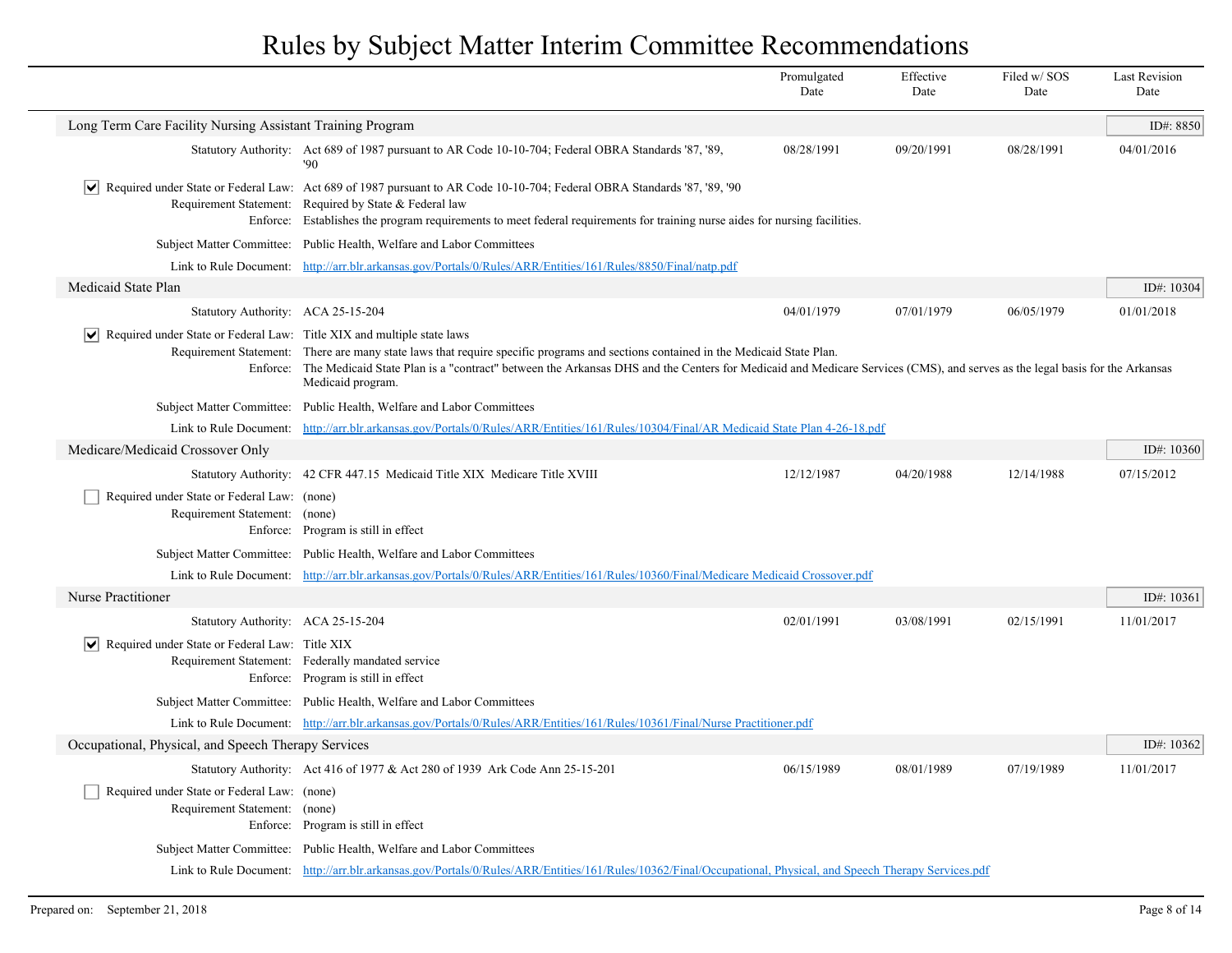# Rules by Subject Matter Interim Committee Recommendations

## Long Term Care Facility Nursing Assistant Training Program

**ID#: 8850**

| | Promulgated Date | Effective Date | Filed w/ SOS Date | Last Revision Date |
|---|---|---|---|---|
| Statutory Authority: Act 689 of 1987 pursuant to AR Code 10-10-704; Federal OBRA Standards '87, '89, '90 | 08/28/1991 | 09/20/1991 | 08/28/1991 | 04/01/2016 |

- [x] Required under State or Federal Law: Act 689 of 1987 pursuant to AR Code 10-10-704; Federal OBRA Standards '87, '89, '90

Requirement Statement: Required by State & Federal law

Enforce: Establishes the program requirements to meet federal requirements for training nurse aides for nursing facilities.

Subject Matter Committee: Public Health, Welfare and Labor Committees

Link to Rule Document: http://arr.blr.arkansas.gov/Portals/0/Rules/ARR/Entities/161/Rules/8850/Final/natp.pdf

## Medicaid State Plan

**ID#: 10304**

| | Promulgated Date | Effective Date | Filed w/ SOS Date | Last Revision Date |
|---|---|---|---|---|
| Statutory Authority: ACA 25-15-204 | 04/01/1979 | 07/01/1979 | 06/05/1979 | 01/01/2018 |

- [x] Required under State or Federal Law: Title XIX and multiple state laws

Requirement Statement: There are many state laws that require specific programs and sections contained in the Medicaid State Plan.

Enforce: The Medicaid State Plan is a "contract" between the Arkansas DHS and the Centers for Medicaid and Medicare Services (CMS), and serves as the legal basis for the Arkansas Medicaid program.

Subject Matter Committee: Public Health, Welfare and Labor Committees

Link to Rule Document: http://arr.blr.arkansas.gov/Portals/0/Rules/ARR/Entities/161/Rules/10304/Final/AR Medicaid State Plan 4-26-18.pdf

## Medicare/Medicaid Crossover Only

**ID#: 10360**

| | Promulgated Date | Effective Date | Filed w/ SOS Date | Last Revision Date |
|---|---|---|---|---|
| Statutory Authority: 42 CFR 447.15 Medicaid Title XIX Medicare Title XVIII | 12/12/1987 | 04/20/1988 | 12/14/1988 | 07/15/2012 |

- [ ] Required under State or Federal Law: (none)

Requirement Statement: (none)

Enforce: Program is still in effect

Subject Matter Committee: Public Health, Welfare and Labor Committees

Link to Rule Document: http://arr.blr.arkansas.gov/Portals/0/Rules/ARR/Entities/161/Rules/10360/Final/Medicare Medicaid Crossover.pdf

## Nurse Practitioner

**ID#: 10361**

| | Promulgated Date | Effective Date | Filed w/ SOS Date | Last Revision Date |
|---|---|---|---|---|
| Statutory Authority: ACA 25-15-204 | 02/01/1991 | 03/08/1991 | 02/15/1991 | 11/01/2017 |

- [x] Required under State or Federal Law: Title XIX

Requirement Statement: Federally mandated service

Enforce: Program is still in effect

Subject Matter Committee: Public Health, Welfare and Labor Committees

Link to Rule Document: http://arr.blr.arkansas.gov/Portals/0/Rules/ARR/Entities/161/Rules/10361/Final/Nurse Practitioner.pdf

## Occupational, Physical, and Speech Therapy Services

**ID#: 10362**

| | Promulgated Date | Effective Date | Filed w/ SOS Date | Last Revision Date |
|---|---|---|---|---|
| Statutory Authority: Act 416 of 1977 & Act 280 of 1939 Ark Code Ann 25-15-201 | 06/15/1989 | 08/01/1989 | 07/19/1989 | 11/01/2017 |

- [ ] Required under State or Federal Law: (none)

Requirement Statement: (none)

Enforce: Program is still in effect

Subject Matter Committee: Public Health, Welfare and Labor Committees

Link to Rule Document: http://arr.blr.arkansas.gov/Portals/0/Rules/ARR/Entities/161/Rules/10362/Final/Occupational, Physical, and Speech Therapy Services.pdf

Prepared on: September 21, 2018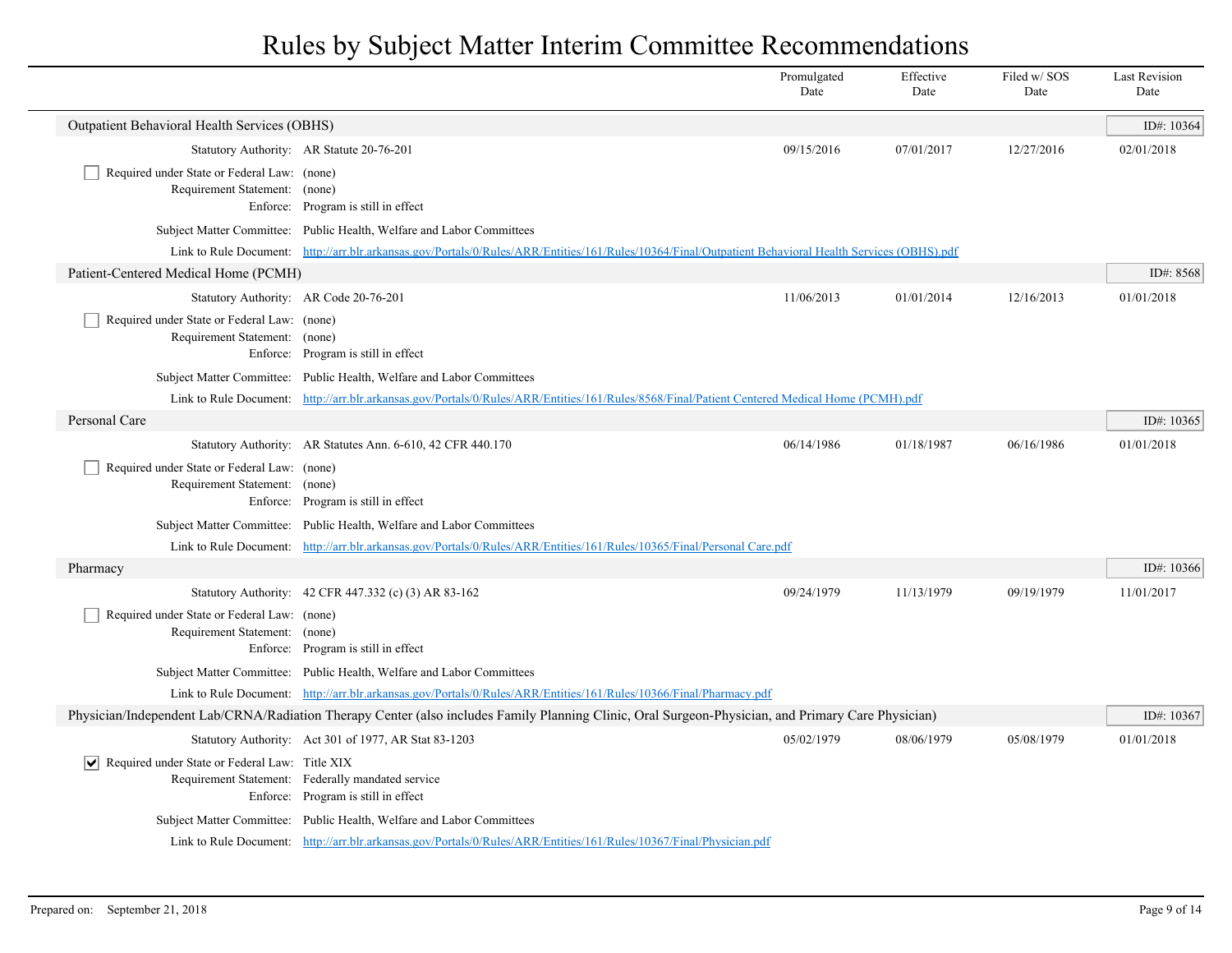# Rules by Subject Matter Interim Committee Recommendations

| | Promulgated Date | Effective Date | Filed w/ SOS Date | Last Revision Date |
|---|---|---|---|---|

## Outpatient Behavioral Health Services (OBHS)

ID#: 10364

| | Promulgated Date | Effective Date | Filed w/ SOS Date | Last Revision Date |
|---|---|---|---|---|
| Statutory Authority: AR Statute 20-76-201 | 09/15/2016 | 07/01/2017 | 12/27/2016 | 02/01/2018 |

- [ ] Required under State or Federal Law: (none)

Requirement Statement: (none)

Enforce: Program is still in effect

Subject Matter Committee: Public Health, Welfare and Labor Committees

Link to Rule Document: http://arr.blr.arkansas.gov/Portals/0/Rules/ARR/Entities/161/Rules/10364/Final/Outpatient Behavioral Health Services (OBHS).pdf

## Patient-Centered Medical Home (PCMH)

ID#: 8568

| | Promulgated Date | Effective Date | Filed w/ SOS Date | Last Revision Date |
|---|---|---|---|---|
| Statutory Authority: AR Code 20-76-201 | 11/06/2013 | 01/01/2014 | 12/16/2013 | 01/01/2018 |

- [ ] Required under State or Federal Law: (none)

Requirement Statement: (none)

Enforce: Program is still in effect

Subject Matter Committee: Public Health, Welfare and Labor Committees

Link to Rule Document: http://arr.blr.arkansas.gov/Portals/0/Rules/ARR/Entities/161/Rules/8568/Final/Patient Centered Medical Home (PCMH).pdf

## Personal Care

ID#: 10365

| | Promulgated Date | Effective Date | Filed w/ SOS Date | Last Revision Date |
|---|---|---|---|---|
| Statutory Authority: AR Statutes Ann. 6-610, 42 CFR 440.170 | 06/14/1986 | 01/18/1987 | 06/16/1986 | 01/01/2018 |

- [ ] Required under State or Federal Law: (none)

Requirement Statement: (none)

Enforce: Program is still in effect

Subject Matter Committee: Public Health, Welfare and Labor Committees

Link to Rule Document: http://arr.blr.arkansas.gov/Portals/0/Rules/ARR/Entities/161/Rules/10365/Final/Personal Care.pdf

## Pharmacy

ID#: 10366

| | Promulgated Date | Effective Date | Filed w/ SOS Date | Last Revision Date |
|---|---|---|---|---|
| Statutory Authority: 42 CFR 447.332 (c) (3) AR 83-162 | 09/24/1979 | 11/13/1979 | 09/19/1979 | 11/01/2017 |

- [ ] Required under State or Federal Law: (none)

Requirement Statement: (none)

Enforce: Program is still in effect

Subject Matter Committee: Public Health, Welfare and Labor Committees

Link to Rule Document: http://arr.blr.arkansas.gov/Portals/0/Rules/ARR/Entities/161/Rules/10366/Final/Pharmacy.pdf

## Physician/Independent Lab/CRNA/Radiation Therapy Center (also includes Family Planning Clinic, Oral Surgeon-Physician, and Primary Care Physician)

ID#: 10367

| | Promulgated Date | Effective Date | Filed w/ SOS Date | Last Revision Date |
|---|---|---|---|---|
| Statutory Authority: Act 301 of 1977, AR Stat 83-1203 | 05/02/1979 | 08/06/1979 | 05/08/1979 | 01/01/2018 |

- [x] Required under State or Federal Law: Title XIX

Requirement Statement: Federally mandated service

Enforce: Program is still in effect

Subject Matter Committee: Public Health, Welfare and Labor Committees

Link to Rule Document: http://arr.blr.arkansas.gov/Portals/0/Rules/ARR/Entities/161/Rules/10367/Final/Physician.pdf

Prepared on: September 21, 2018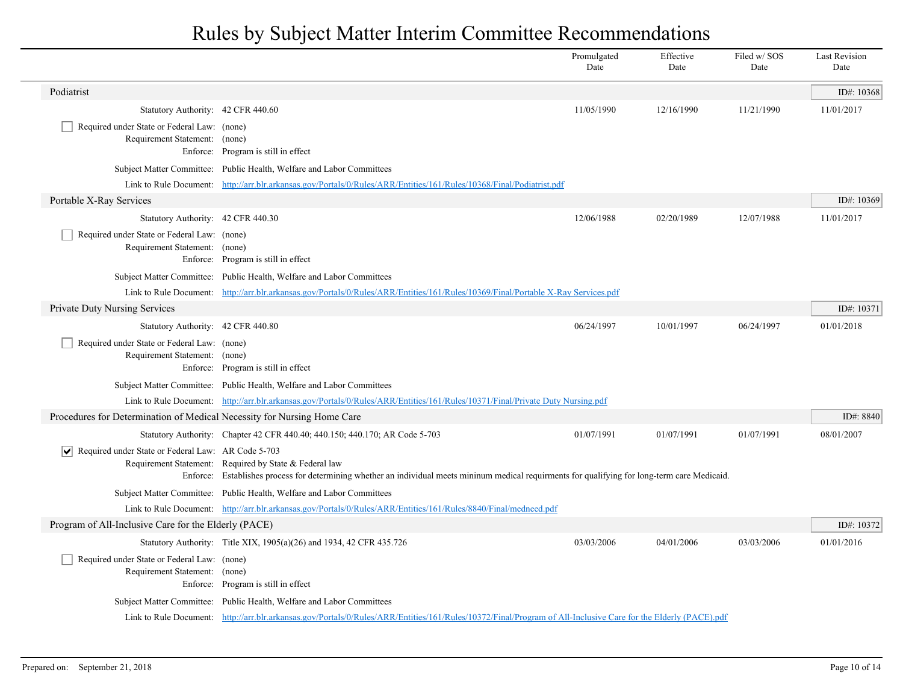# Rules by Subject Matter Interim Committee Recommendations

| | Promulgated Date | Effective Date | Filed w/ SOS Date | Last Revision Date |
|---|---|---|---|---|

## Podiatrist

ID#: 10368

| | | Promulgated Date | Effective Date | Filed w/ SOS Date | Last Revision Date |
|---|---|---|---|---|---|
| Statutory Authority: | 42 CFR 440.60 | 11/05/1990 | 12/16/1990 | 11/21/1990 | 11/01/2017 |

- [ ] Required under State or Federal Law: (none)

Requirement Statement: (none)

Enforce: Program is still in effect

Subject Matter Committee: Public Health, Welfare and Labor Committees

Link to Rule Document: [http://arr.blr.arkansas.gov/Portals/0/Rules/ARR/Entities/161/Rules/10368/Final/Podiatrist.pdf](http://arr.blr.arkansas.gov/Portals/0/Rules/ARR/Entities/161/Rules/10368/Final/Podiatrist.pdf)

## Portable X-Ray Services

ID#: 10369

| | | Promulgated Date | Effective Date | Filed w/ SOS Date | Last Revision Date |
|---|---|---|---|---|---|
| Statutory Authority: | 42 CFR 440.30 | 12/06/1988 | 02/20/1989 | 12/07/1988 | 11/01/2017 |

- [ ] Required under State or Federal Law: (none)

Requirement Statement: (none)

Enforce: Program is still in effect

Subject Matter Committee: Public Health, Welfare and Labor Committees

Link to Rule Document: [http://arr.blr.arkansas.gov/Portals/0/Rules/ARR/Entities/161/Rules/10369/Final/Portable X-Ray Services.pdf](http://arr.blr.arkansas.gov/Portals/0/Rules/ARR/Entities/161/Rules/10369/Final/Portable X-Ray Services.pdf)

## Private Duty Nursing Services

ID#: 10371

| | | Promulgated Date | Effective Date | Filed w/ SOS Date | Last Revision Date |
|---|---|---|---|---|---|
| Statutory Authority: | 42 CFR 440.80 | 06/24/1997 | 10/01/1997 | 06/24/1997 | 01/01/2018 |

- [ ] Required under State or Federal Law: (none)

Requirement Statement: (none)

Enforce: Program is still in effect

Subject Matter Committee: Public Health, Welfare and Labor Committees

Link to Rule Document: [http://arr.blr.arkansas.gov/Portals/0/Rules/ARR/Entities/161/Rules/10371/Final/Private Duty Nursing.pdf](http://arr.blr.arkansas.gov/Portals/0/Rules/ARR/Entities/161/Rules/10371/Final/Private Duty Nursing.pdf)

## Procedures for Determination of Medical Necessity for Nursing Home Care

ID#: 8840

| | | Promulgated Date | Effective Date | Filed w/ SOS Date | Last Revision Date |
|---|---|---|---|---|---|
| Statutory Authority: | Chapter 42 CFR 440.40; 440.150; 440.170; AR Code 5-703 | 01/07/1991 | 01/07/1991 | 01/07/1991 | 08/01/2007 |

- [x] Required under State or Federal Law: AR Code 5-703

Requirement Statement: Required by State & Federal law

Enforce: Establishes process for determining whether an individual meets mininum medical requirments for qualifying for long-term care Medicaid.

Subject Matter Committee: Public Health, Welfare and Labor Committees

Link to Rule Document: [http://arr.blr.arkansas.gov/Portals/0/Rules/ARR/Entities/161/Rules/8840/Final/medneed.pdf](http://arr.blr.arkansas.gov/Portals/0/Rules/ARR/Entities/161/Rules/8840/Final/medneed.pdf)

## Program of All-Inclusive Care for the Elderly (PACE)

ID#: 10372

| | | Promulgated Date | Effective Date | Filed w/ SOS Date | Last Revision Date |
|---|---|---|---|---|---|
| Statutory Authority: | Title XIX, 1905(a)(26) and 1934, 42 CFR 435.726 | 03/03/2006 | 04/01/2006 | 03/03/2006 | 01/01/2016 |

- [ ] Required under State or Federal Law: (none)

Requirement Statement: (none)

Enforce: Program is still in effect

Subject Matter Committee: Public Health, Welfare and Labor Committees

Link to Rule Document: [http://arr.blr.arkansas.gov/Portals/0/Rules/ARR/Entities/161/Rules/10372/Final/Program of All-Inclusive Care for the Elderly (PACE).pdf](http://arr.blr.arkansas.gov/Portals/0/Rules/ARR/Entities/161/Rules/10372/Final/Program of All-Inclusive Care for the Elderly (PACE).pdf)

Prepared on: September 21, 2018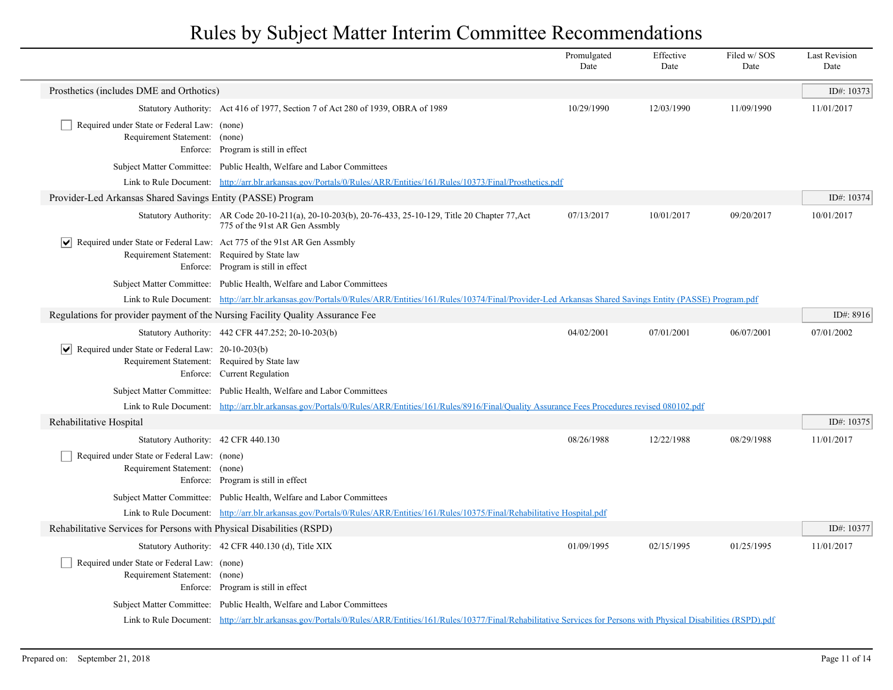# Rules by Subject Matter Interim Committee Recommendations

| | Promulgated Date | Effective Date | Filed w/ SOS Date | Last Revision Date |
|---|---|---|---|---|

## Prosthetics (includes DME and Orthotics)

ID#: 10373

| | | Promulgated Date | Effective Date | Filed w/ SOS Date | Last Revision Date |
|---|---|---|---|---|---|
| Statutory Authority: | Act 416 of 1977, Section 7 of Act 280 of 1939, OBRA of 1989 | 10/29/1990 | 12/03/1990 | 11/09/1990 | 11/01/2017 |

- [ ] Required under State or Federal Law: (none)

Requirement Statement: (none)

Enforce: Program is still in effect

Subject Matter Committee: Public Health, Welfare and Labor Committees

Link to Rule Document: http://arr.blr.arkansas.gov/Portals/0/Rules/ARR/Entities/161/Rules/10373/Final/Prosthetics.pdf

## Provider-Led Arkansas Shared Savings Entity (PASSE) Program

ID#: 10374

| | | Promulgated Date | Effective Date | Filed w/ SOS Date | Last Revision Date |
|---|---|---|---|---|---|
| Statutory Authority: | AR Code 20-10-211(a), 20-10-203(b), 20-76-433, 25-10-129, Title 20 Chapter 77,Act 775 of the 91st AR Gen Assmbly | 07/13/2017 | 10/01/2017 | 09/20/2017 | 10/01/2017 |

- [x] Required under State or Federal Law: Act 775 of the 91st AR Gen Assmbly

Requirement Statement: Required by State law

Enforce: Program is still in effect

Subject Matter Committee: Public Health, Welfare and Labor Committees

Link to Rule Document: http://arr.blr.arkansas.gov/Portals/0/Rules/ARR/Entities/161/Rules/10374/Final/Provider-Led Arkansas Shared Savings Entity (PASSE) Program.pdf

## Regulations for provider payment of the Nursing Facility Quality Assurance Fee

ID#: 8916

| | | Promulgated Date | Effective Date | Filed w/ SOS Date | Last Revision Date |
|---|---|---|---|---|---|
| Statutory Authority: | 442 CFR 447.252; 20-10-203(b) | 04/02/2001 | 07/01/2001 | 06/07/2001 | 07/01/2002 |

- [x] Required under State or Federal Law: 20-10-203(b)

Requirement Statement: Required by State law

Enforce: Current Regulation

Subject Matter Committee: Public Health, Welfare and Labor Committees

Link to Rule Document: http://arr.blr.arkansas.gov/Portals/0/Rules/ARR/Entities/161/Rules/8916/Final/Quality Assurance Fees Procedures revised 080102.pdf

## Rehabilitative Hospital

ID#: 10375

| | | Promulgated Date | Effective Date | Filed w/ SOS Date | Last Revision Date |
|---|---|---|---|---|---|
| Statutory Authority: | 42 CFR 440.130 | 08/26/1988 | 12/22/1988 | 08/29/1988 | 11/01/2017 |

- [ ] Required under State or Federal Law: (none)

Requirement Statement: (none)

Enforce: Program is still in effect

Subject Matter Committee: Public Health, Welfare and Labor Committees

Link to Rule Document: http://arr.blr.arkansas.gov/Portals/0/Rules/ARR/Entities/161/Rules/10375/Final/Rehabilitative Hospital.pdf

## Rehabilitative Services for Persons with Physical Disabilities (RSPD)

ID#: 10377

| | | Promulgated Date | Effective Date | Filed w/ SOS Date | Last Revision Date |
|---|---|---|---|---|---|
| Statutory Authority: | 42 CFR 440.130 (d), Title XIX | 01/09/1995 | 02/15/1995 | 01/25/1995 | 11/01/2017 |

- [ ] Required under State or Federal Law: (none)

Requirement Statement: (none)

Enforce: Program is still in effect

Subject Matter Committee: Public Health, Welfare and Labor Committees

Link to Rule Document: http://arr.blr.arkansas.gov/Portals/0/Rules/ARR/Entities/161/Rules/10377/Final/Rehabilitative Services for Persons with Physical Disabilities (RSPD).pdf

Prepared on: September 21, 2018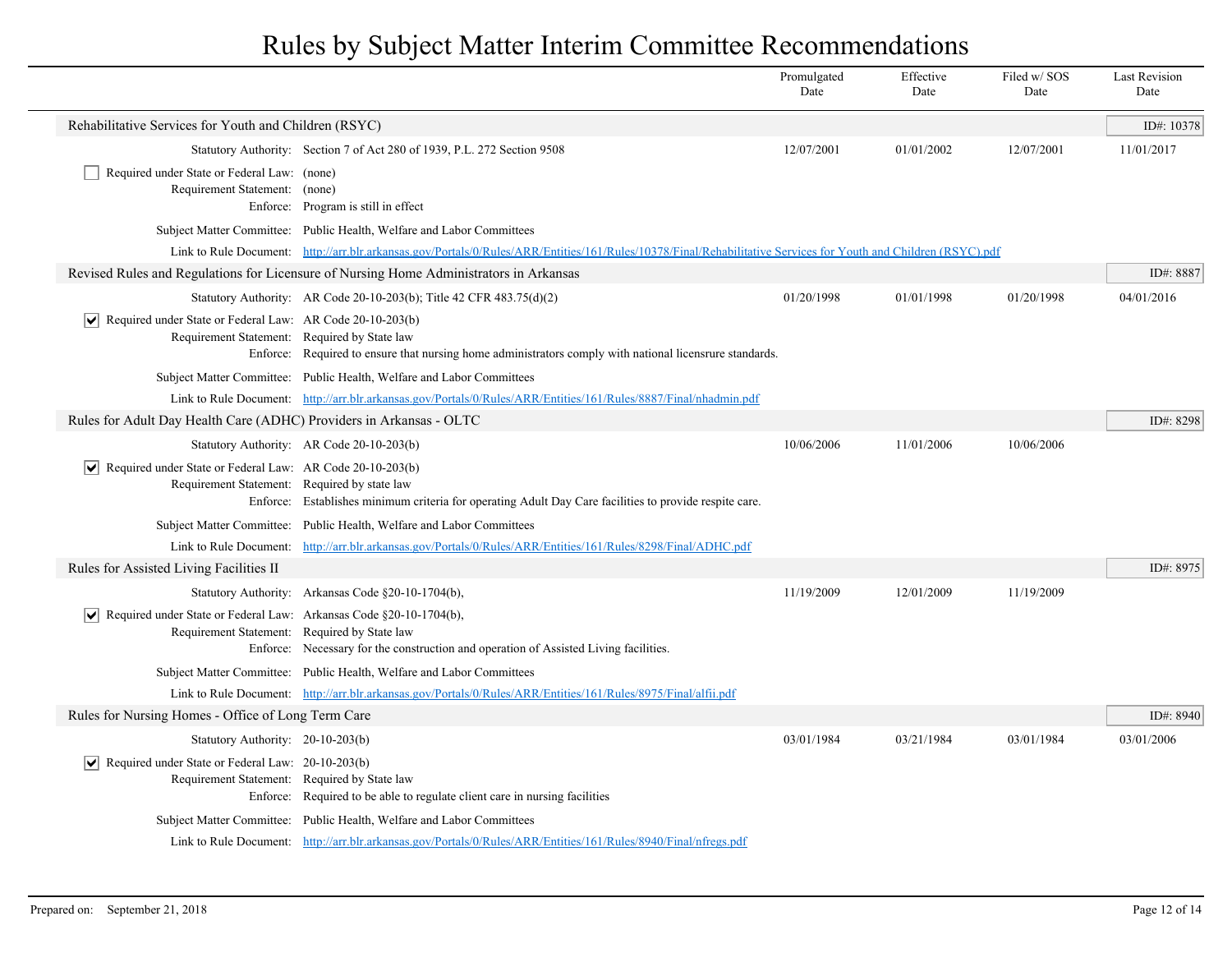# Rules by Subject Matter Interim Committee Recommendations

| | Promulgated Date | Effective Date | Filed w/ SOS Date | Last Revision Date |
|---|---|---|---|---|

## Rehabilitative Services for Youth and Children (RSYC)

ID#: 10378

| | | Promulgated Date | Effective Date | Filed w/ SOS Date | Last Revision Date |
|---|---|---|---|---|---|
| Statutory Authority: | Section 7 of Act 280 of 1939, P.L. 272 Section 9508 | 12/07/2001 | 01/01/2002 | 12/07/2001 | 11/01/2017 |

- [ ] Required under State or Federal Law: (none)
- Requirement Statement: (none)
- Enforce: Program is still in effect
- Subject Matter Committee: Public Health, Welfare and Labor Committees
- Link to Rule Document: http://arr.blr.arkansas.gov/Portals/0/Rules/ARR/Entities/161/Rules/10378/Final/Rehabilitative Services for Youth and Children (RSYC).pdf

## Revised Rules and Regulations for Licensure of Nursing Home Administrators in Arkansas

ID#: 8887

| | | Promulgated Date | Effective Date | Filed w/ SOS Date | Last Revision Date |
|---|---|---|---|---|---|
| Statutory Authority: | AR Code 20-10-203(b); Title 42 CFR 483.75(d)(2) | 01/20/1998 | 01/01/1998 | 01/20/1998 | 04/01/2016 |

- [x] Required under State or Federal Law: AR Code 20-10-203(b)
- Requirement Statement: Required by State law
- Enforce: Required to ensure that nursing home administrators comply with national licensrure standards.
- Subject Matter Committee: Public Health, Welfare and Labor Committees
- Link to Rule Document: http://arr.blr.arkansas.gov/Portals/0/Rules/ARR/Entities/161/Rules/8887/Final/nhadmin.pdf

## Rules for Adult Day Health Care (ADHC) Providers in Arkansas - OLTC

ID#: 8298

| | | Promulgated Date | Effective Date | Filed w/ SOS Date | Last Revision Date |
|---|---|---|---|---|---|
| Statutory Authority: | AR Code 20-10-203(b) | 10/06/2006 | 11/01/2006 | 10/06/2006 | |

- [x] Required under State or Federal Law: AR Code 20-10-203(b)
- Requirement Statement: Required by state law
- Enforce: Establishes minimum criteria for operating Adult Day Care facilities to provide respite care.
- Subject Matter Committee: Public Health, Welfare and Labor Committees
- Link to Rule Document: http://arr.blr.arkansas.gov/Portals/0/Rules/ARR/Entities/161/Rules/8298/Final/ADHC.pdf

## Rules for Assisted Living Facilities II

ID#: 8975

| | | Promulgated Date | Effective Date | Filed w/ SOS Date | Last Revision Date |
|---|---|---|---|---|---|
| Statutory Authority: | Arkansas Code §20-10-1704(b), | 11/19/2009 | 12/01/2009 | 11/19/2009 | |

- [x] Required under State or Federal Law: Arkansas Code §20-10-1704(b),
- Requirement Statement: Required by State law
- Enforce: Necessary for the construction and operation of Assisted Living facilities.
- Subject Matter Committee: Public Health, Welfare and Labor Committees
- Link to Rule Document: http://arr.blr.arkansas.gov/Portals/0/Rules/ARR/Entities/161/Rules/8975/Final/alfii.pdf

## Rules for Nursing Homes - Office of Long Term Care

ID#: 8940

| | | Promulgated Date | Effective Date | Filed w/ SOS Date | Last Revision Date |
|---|---|---|---|---|---|
| Statutory Authority: | 20-10-203(b) | 03/01/1984 | 03/21/1984 | 03/01/1984 | 03/01/2006 |

- [x] Required under State or Federal Law: 20-10-203(b)
- Requirement Statement: Required by State law
- Enforce: Required to be able to regulate client care in nursing facilities
- Subject Matter Committee: Public Health, Welfare and Labor Committees
- Link to Rule Document: http://arr.blr.arkansas.gov/Portals/0/Rules/ARR/Entities/161/Rules/8940/Final/nfregs.pdf

Prepared on: September 21, 2018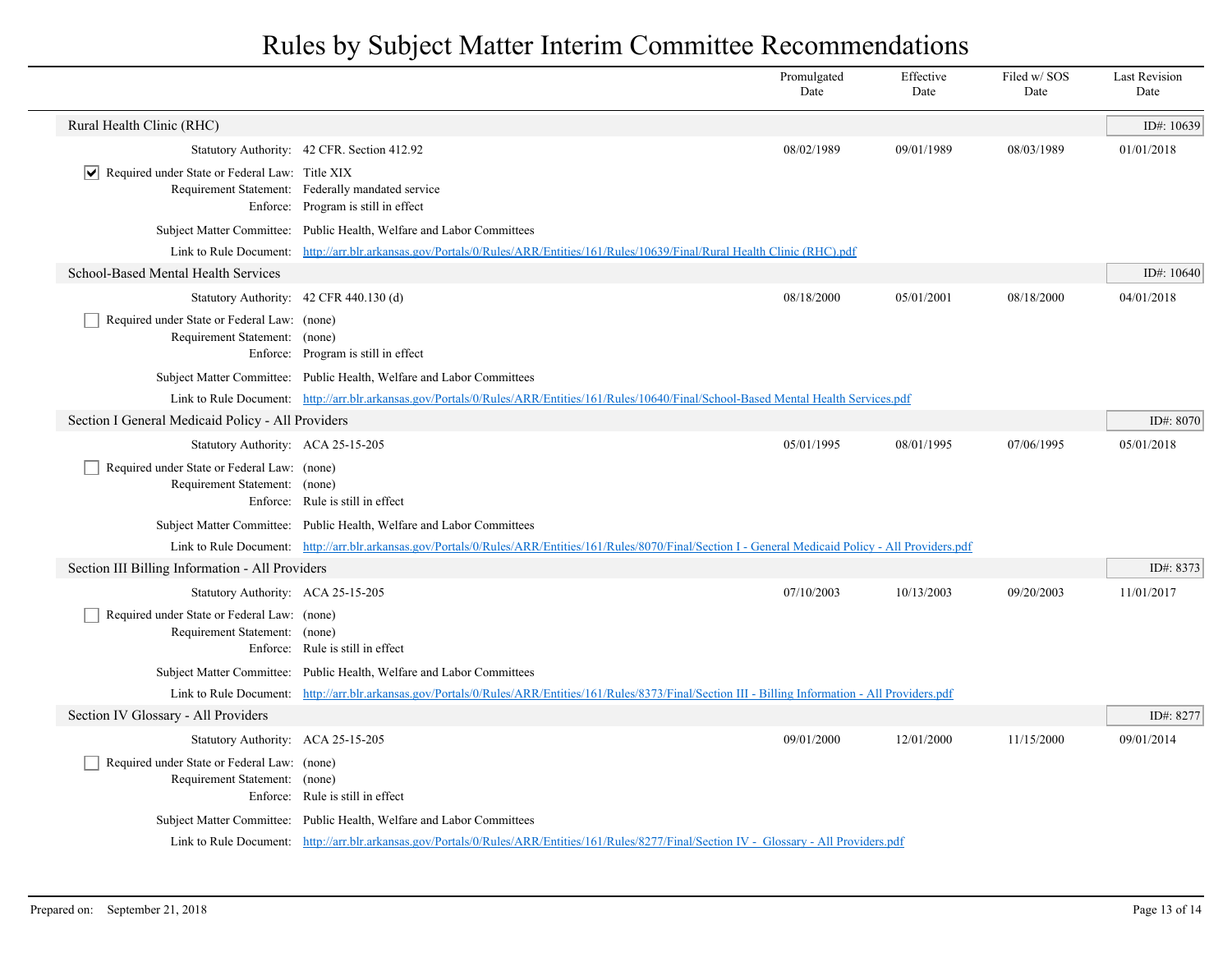# Rules by Subject Matter Interim Committee Recommendations

| | Promulgated Date | Effective Date | Filed w/ SOS Date | Last Revision Date |
|---|---|---|---|---|

## Rural Health Clinic (RHC)

ID#: 10639

| | Promulgated Date | Effective Date | Filed w/ SOS Date | Last Revision Date |
|---|---|---|---|---|
| Statutory Authority: 42 CFR. Section 412.92 | 08/02/1989 | 09/01/1989 | 08/03/1989 | 01/01/2018 |

- [x] Required under State or Federal Law: Title XIX

Requirement Statement: Federally mandated service

Enforce: Program is still in effect

Subject Matter Committee: Public Health, Welfare and Labor Committees

Link to Rule Document: [http://arr.blr.arkansas.gov/Portals/0/Rules/ARR/Entities/161/Rules/10639/Final/Rural Health Clinic (RHC).pdf](http://arr.blr.arkansas.gov/Portals/0/Rules/ARR/Entities/161/Rules/10639/Final/Rural Health Clinic (RHC).pdf)

## School-Based Mental Health Services

ID#: 10640

| | Promulgated Date | Effective Date | Filed w/ SOS Date | Last Revision Date |
|---|---|---|---|---|
| Statutory Authority: 42 CFR 440.130 (d) | 08/18/2000 | 05/01/2001 | 08/18/2000 | 04/01/2018 |

- [ ] Required under State or Federal Law: (none)

Requirement Statement: (none)

Enforce: Program is still in effect

Subject Matter Committee: Public Health, Welfare and Labor Committees

Link to Rule Document: [http://arr.blr.arkansas.gov/Portals/0/Rules/ARR/Entities/161/Rules/10640/Final/School-Based Mental Health Services.pdf](http://arr.blr.arkansas.gov/Portals/0/Rules/ARR/Entities/161/Rules/10640/Final/School-Based Mental Health Services.pdf)

## Section I General Medicaid Policy - All Providers

ID#: 8070

| | Promulgated Date | Effective Date | Filed w/ SOS Date | Last Revision Date |
|---|---|---|---|---|
| Statutory Authority: ACA 25-15-205 | 05/01/1995 | 08/01/1995 | 07/06/1995 | 05/01/2018 |

- [ ] Required under State or Federal Law: (none)

Requirement Statement: (none)

Enforce: Rule is still in effect

Subject Matter Committee: Public Health, Welfare and Labor Committees

Link to Rule Document: [http://arr.blr.arkansas.gov/Portals/0/Rules/ARR/Entities/161/Rules/8070/Final/Section I - General Medicaid Policy - All Providers.pdf](http://arr.blr.arkansas.gov/Portals/0/Rules/ARR/Entities/161/Rules/8070/Final/Section I - General Medicaid Policy - All Providers.pdf)

## Section III Billing Information - All Providers

ID#: 8373

| | Promulgated Date | Effective Date | Filed w/ SOS Date | Last Revision Date |
|---|---|---|---|---|
| Statutory Authority: ACA 25-15-205 | 07/10/2003 | 10/13/2003 | 09/20/2003 | 11/01/2017 |

- [ ] Required under State or Federal Law: (none)

Requirement Statement: (none)

Enforce: Rule is still in effect

Subject Matter Committee: Public Health, Welfare and Labor Committees

Link to Rule Document: [http://arr.blr.arkansas.gov/Portals/0/Rules/ARR/Entities/161/Rules/8373/Final/Section III - Billing Information - All Providers.pdf](http://arr.blr.arkansas.gov/Portals/0/Rules/ARR/Entities/161/Rules/8373/Final/Section III - Billing Information - All Providers.pdf)

## Section IV Glossary - All Providers

ID#: 8277

| | Promulgated Date | Effective Date | Filed w/ SOS Date | Last Revision Date |
|---|---|---|---|---|
| Statutory Authority: ACA 25-15-205 | 09/01/2000 | 12/01/2000 | 11/15/2000 | 09/01/2014 |

- [ ] Required under State or Federal Law: (none)

Requirement Statement: (none)

Enforce: Rule is still in effect

Subject Matter Committee: Public Health, Welfare and Labor Committees

Link to Rule Document: [http://arr.blr.arkansas.gov/Portals/0/Rules/ARR/Entities/161/Rules/8277/Final/Section IV -  Glossary - All Providers.pdf](http://arr.blr.arkansas.gov/Portals/0/Rules/ARR/Entities/161/Rules/8277/Final/Section IV -  Glossary - All Providers.pdf)

Prepared on: September 21, 2018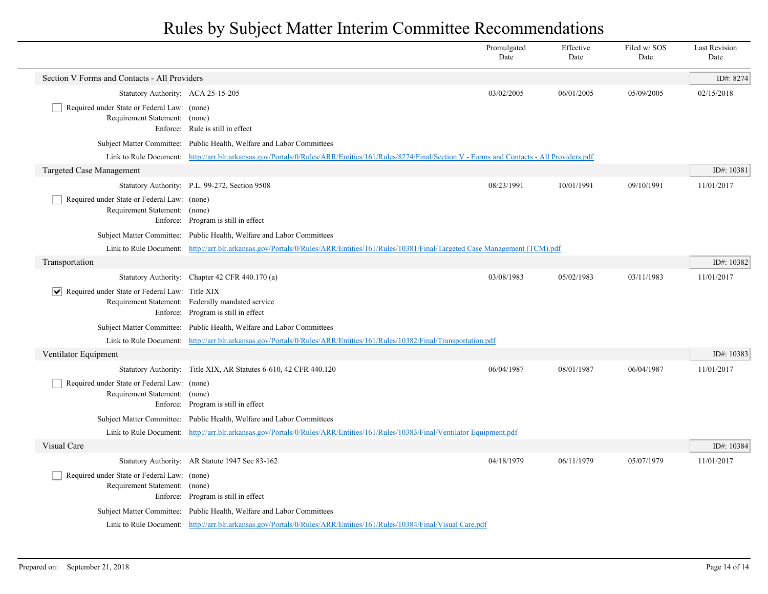# Rules by Subject Matter Interim Committee Recommendations

| | Promulgated Date | Effective Date | Filed w/ SOS Date | Last Revision Date |
|---|---|---|---|---|

## Section V Forms and Contacts - All Providers

ID#: 8274

| | | Promulgated Date | Effective Date | Filed w/ SOS Date | Last Revision Date |
|---|---|---|---|---|---|
| Statutory Authority: | ACA 25-15-205 | 03/02/2005 | 06/01/2005 | 05/09/2005 | 02/15/2018 |

- [ ] Required under State or Federal Law: (none)

Requirement Statement: (none)

Enforce: Rule is still in effect

Subject Matter Committee: Public Health, Welfare and Labor Committees

Link to Rule Document: http://arr.blr.arkansas.gov/Portals/0/Rules/ARR/Entities/161/Rules/8274/Final/Section V - Forms and Contacts - All Providers.pdf

## Targeted Case Management

ID#: 10381

| | | Promulgated Date | Effective Date | Filed w/ SOS Date | Last Revision Date |
|---|---|---|---|---|---|
| Statutory Authority: | P.L. 99-272, Section 9508 | 08/23/1991 | 10/01/1991 | 09/10/1991 | 11/01/2017 |

- [ ] Required under State or Federal Law: (none)

Requirement Statement: (none)

Enforce: Program is still in effect

Subject Matter Committee: Public Health, Welfare and Labor Committees

Link to Rule Document: http://arr.blr.arkansas.gov/Portals/0/Rules/ARR/Entities/161/Rules/10381/Final/Targeted Case Management (TCM).pdf

## Transportation

ID#: 10382

| | | Promulgated Date | Effective Date | Filed w/ SOS Date | Last Revision Date |
|---|---|---|---|---|---|
| Statutory Authority: | Chapter 42 CFR 440.170 (a) | 03/08/1983 | 05/02/1983 | 03/11/1983 | 11/01/2017 |

- [x] Required under State or Federal Law: Title XIX

Requirement Statement: Federally mandated service

Enforce: Program is still in effect

Subject Matter Committee: Public Health, Welfare and Labor Committees

Link to Rule Document: http://arr.blr.arkansas.gov/Portals/0/Rules/ARR/Entities/161/Rules/10382/Final/Transportation.pdf

## Ventilator Equipment

ID#: 10383

| | | Promulgated Date | Effective Date | Filed w/ SOS Date | Last Revision Date |
|---|---|---|---|---|---|
| Statutory Authority: | Title XIX, AR Statutes 6-610, 42 CFR 440.120 | 06/04/1987 | 08/01/1987 | 06/04/1987 | 11/01/2017 |

- [ ] Required under State or Federal Law: (none)

Requirement Statement: (none)

Enforce: Program is still in effect

Subject Matter Committee: Public Health, Welfare and Labor Committees

Link to Rule Document: http://arr.blr.arkansas.gov/Portals/0/Rules/ARR/Entities/161/Rules/10383/Final/Ventilator Equipment.pdf

## Visual Care

ID#: 10384

| | | Promulgated Date | Effective Date | Filed w/ SOS Date | Last Revision Date |
|---|---|---|---|---|---|
| Statutory Authority: | AR Statute 1947 Sec 83-162 | 04/18/1979 | 06/11/1979 | 05/07/1979 | 11/01/2017 |

- [ ] Required under State or Federal Law: (none)

Requirement Statement: (none)

Enforce: Program is still in effect

Subject Matter Committee: Public Health, Welfare and Labor Committees

Link to Rule Document: http://arr.blr.arkansas.gov/Portals/0/Rules/ARR/Entities/161/Rules/10384/Final/Visual Care.pdf

Prepared on: September 21, 2018